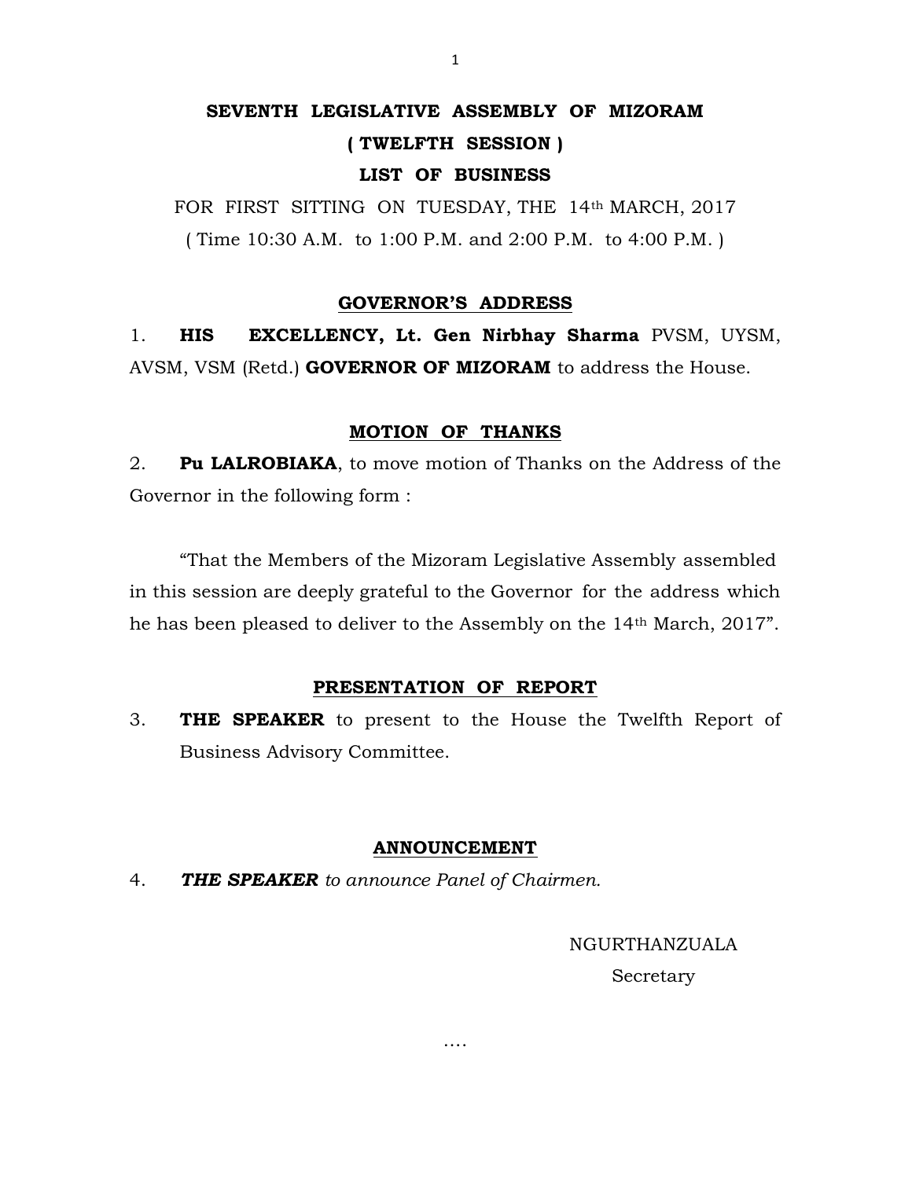# SEVENTH LEGISLATIVE ASSEMBLY OF MIZORAM

## ( TWELFTH SESSION )

## LIST OF BUSINESS

FOR FIRST SITTING ON TUESDAY, THE 14th MARCH, 2017

( Time 10:30 A.M. to 1:00 P.M. and 2:00 P.M. to 4:00 P.M. )

### GOVERNOR'S ADDRESS

1. **HIS EXCELLENCY, Lt. Gen Nirbhay Sharma** PVSM, UYSM, AVSM, VSM (Retd.) **GOVERNOR OF MIZORAM** to address the House.

### MOTION OF THANKS

2. **Pu LALROBIAKA**, to move motion of Thanks on the Address of the Governor in the following form :

"That the Members of the Mizoram Legislative Assembly assembled in this session are deeply grateful to the Governor for the address which he has been pleased to deliver to the Assembly on the 14th March, 2017".

### PRESENTATION OF REPORT

3. **THE SPEAKER** to present to the House the Twelfth Report of Business Advisory Committee.

### ANNOUNCEMENT

4. ***THE SPEAKER*** *to announce Panel of Chairmen.*

NGURTHANZUALA
Secretary

....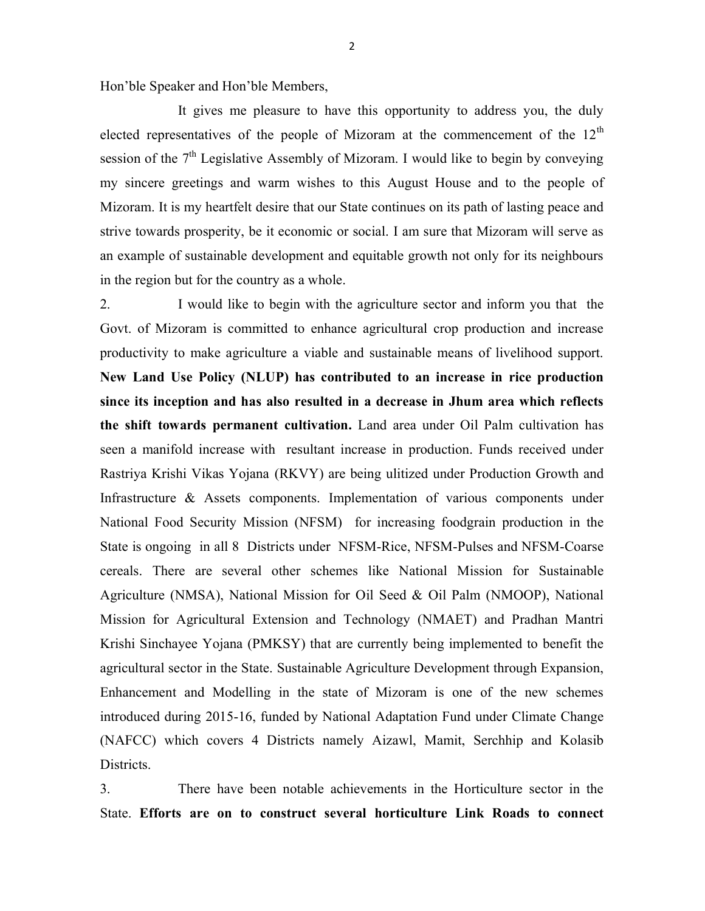Hon'ble Speaker and Hon'ble Members,

It gives me pleasure to have this opportunity to address you, the duly elected representatives of the people of Mizoram at the commencement of the 12th session of the 7th Legislative Assembly of Mizoram. I would like to begin by conveying my sincere greetings and warm wishes to this August House and to the people of Mizoram. It is my heartfelt desire that our State continues on its path of lasting peace and strive towards prosperity, be it economic or social. I am sure that Mizoram will serve as an example of sustainable development and equitable growth not only for its neighbours in the region but for the country as a whole.

2. I would like to begin with the agriculture sector and inform you that the Govt. of Mizoram is committed to enhance agricultural crop production and increase productivity to make agriculture a viable and sustainable means of livelihood support. **New Land Use Policy (NLUP) has contributed to an increase in rice production since its inception and has also resulted in a decrease in Jhum area which reflects the shift towards permanent cultivation.** Land area under Oil Palm cultivation has seen a manifold increase with resultant increase in production. Funds received under Rastriya Krishi Vikas Yojana (RKVY) are being ulitized under Production Growth and Infrastructure & Assets components. Implementation of various components under National Food Security Mission (NFSM) for increasing foodgrain production in the State is ongoing in all 8 Districts under NFSM-Rice, NFSM-Pulses and NFSM-Coarse cereals. There are several other schemes like National Mission for Sustainable Agriculture (NMSA), National Mission for Oil Seed & Oil Palm (NMOOP), National Mission for Agricultural Extension and Technology (NMAET) and Pradhan Mantri Krishi Sinchayee Yojana (PMKSY) that are currently being implemented to benefit the agricultural sector in the State. Sustainable Agriculture Development through Expansion, Enhancement and Modelling in the state of Mizoram is one of the new schemes introduced during 2015-16, funded by National Adaptation Fund under Climate Change (NAFCC) which covers 4 Districts namely Aizawl, Mamit, Serchhip and Kolasib Districts.

3. There have been notable achievements in the Horticulture sector in the State. **Efforts are on to construct several horticulture Link Roads to connect**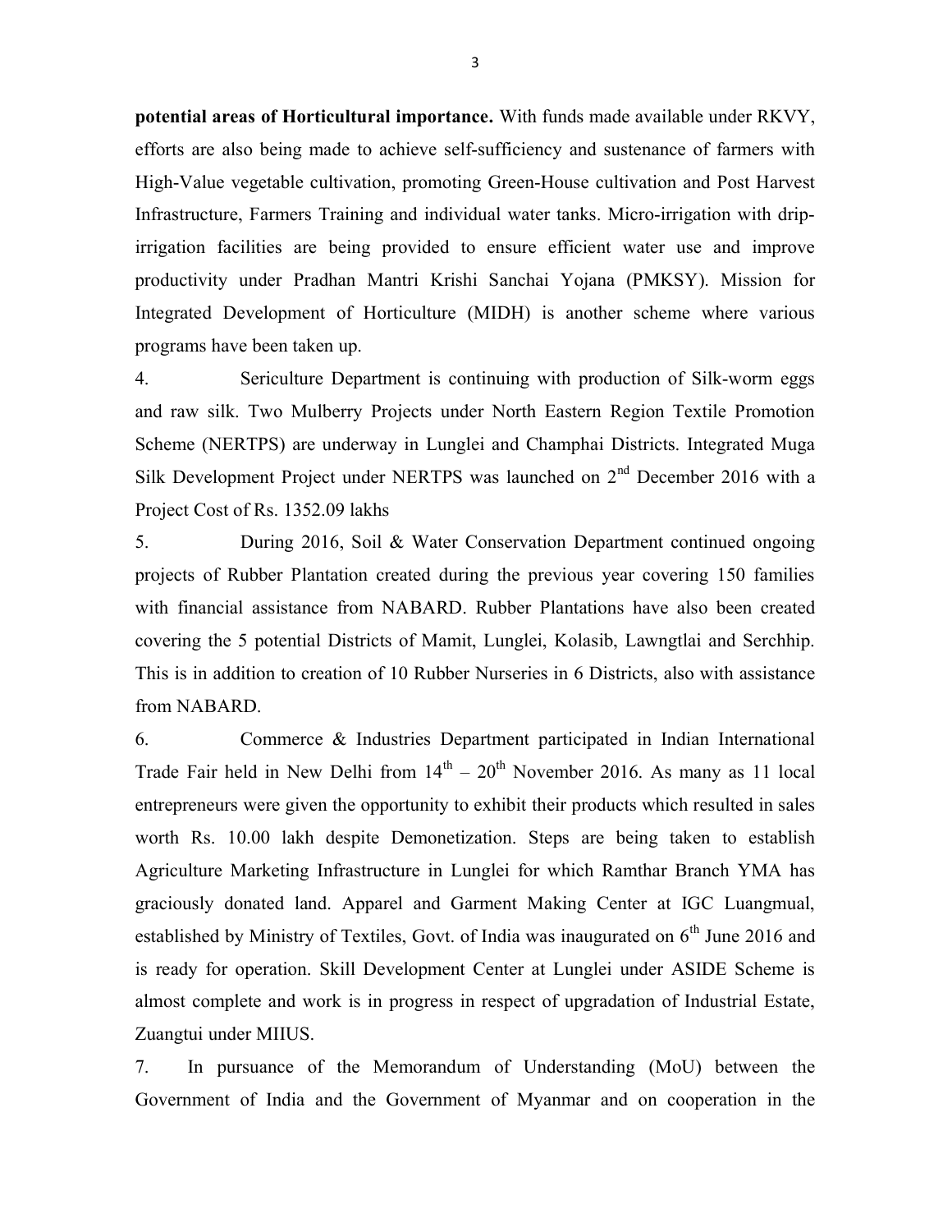**potential areas of Horticultural importance.** With funds made available under RKVY, efforts are also being made to achieve self-sufficiency and sustenance of farmers with High-Value vegetable cultivation, promoting Green-House cultivation and Post Harvest Infrastructure, Farmers Training and individual water tanks. Micro-irrigation with drip-irrigation facilities are being provided to ensure efficient water use and improve productivity under Pradhan Mantri Krishi Sanchai Yojana (PMKSY). Mission for Integrated Development of Horticulture (MIDH) is another scheme where various programs have been taken up.

4. Sericulture Department is continuing with production of Silk-worm eggs and raw silk. Two Mulberry Projects under North Eastern Region Textile Promotion Scheme (NERTPS) are underway in Lunglei and Champhai Districts. Integrated Muga Silk Development Project under NERTPS was launched on 2nd December 2016 with a Project Cost of Rs. 1352.09 lakhs

5. During 2016, Soil & Water Conservation Department continued ongoing projects of Rubber Plantation created during the previous year covering 150 families with financial assistance from NABARD. Rubber Plantations have also been created covering the 5 potential Districts of Mamit, Lunglei, Kolasib, Lawngtlai and Serchhip. This is in addition to creation of 10 Rubber Nurseries in 6 Districts, also with assistance from NABARD.

6. Commerce & Industries Department participated in Indian International Trade Fair held in New Delhi from 14th – 20th November 2016. As many as 11 local entrepreneurs were given the opportunity to exhibit their products which resulted in sales worth Rs. 10.00 lakh despite Demonetization. Steps are being taken to establish Agriculture Marketing Infrastructure in Lunglei for which Ramthar Branch YMA has graciously donated land. Apparel and Garment Making Center at IGC Luangmual, established by Ministry of Textiles, Govt. of India was inaugurated on 6th June 2016 and is ready for operation. Skill Development Center at Lunglei under ASIDE Scheme is almost complete and work is in progress in respect of upgradation of Industrial Estate, Zuangtui under MIIUS.

7. In pursuance of the Memorandum of Understanding (MoU) between the Government of India and the Government of Myanmar and on cooperation in the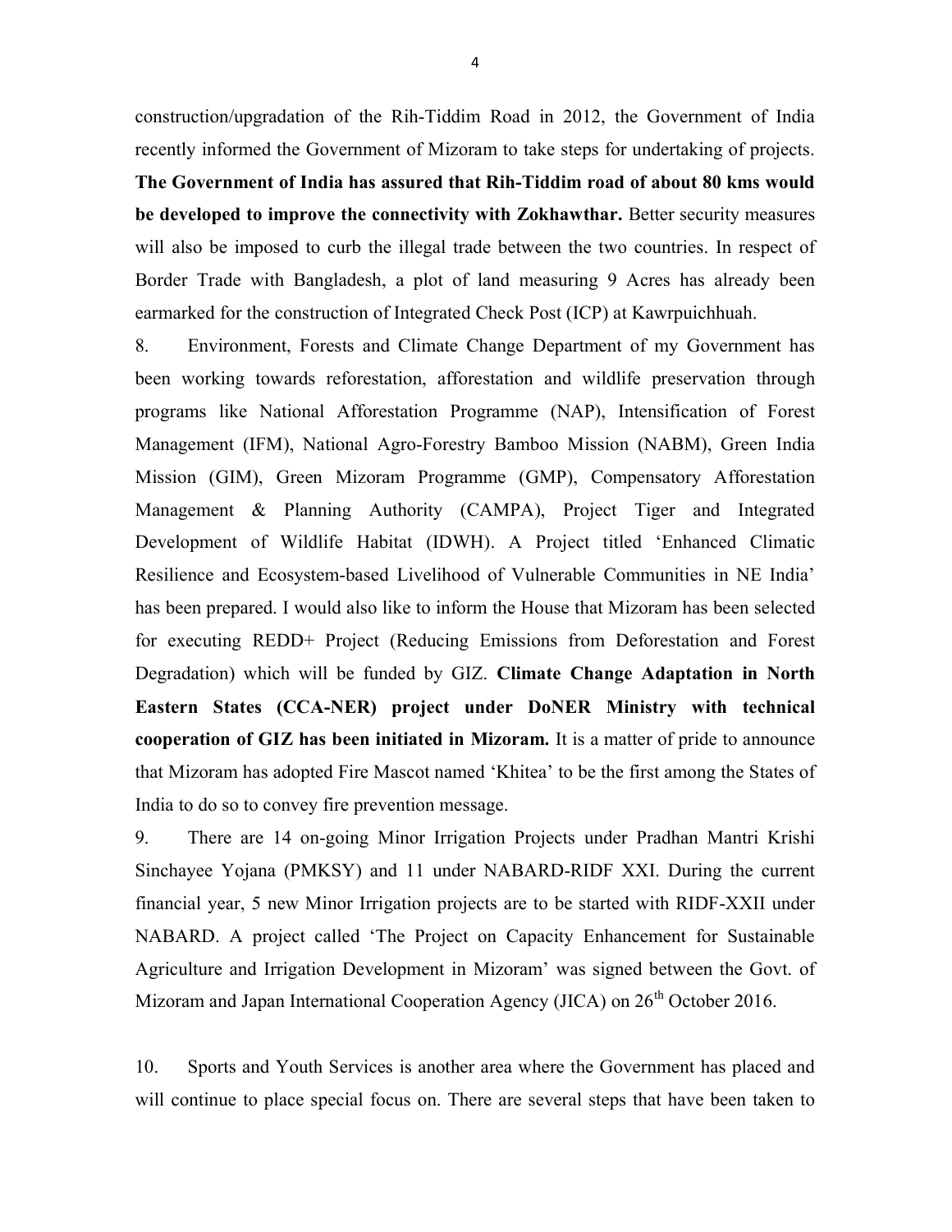construction/upgradation of the Rih-Tiddim Road in 2012, the Government of India recently informed the Government of Mizoram to take steps for undertaking of projects. **The Government of India has assured that Rih-Tiddim road of about 80 kms would be developed to improve the connectivity with Zokhawthar.** Better security measures will also be imposed to curb the illegal trade between the two countries. In respect of Border Trade with Bangladesh, a plot of land measuring 9 Acres has already been earmarked for the construction of Integrated Check Post (ICP) at Kawrpuichhuah.

8. Environment, Forests and Climate Change Department of my Government has been working towards reforestation, afforestation and wildlife preservation through programs like National Afforestation Programme (NAP), Intensification of Forest Management (IFM), National Agro-Forestry Bamboo Mission (NABM), Green India Mission (GIM), Green Mizoram Programme (GMP), Compensatory Afforestation Management & Planning Authority (CAMPA), Project Tiger and Integrated Development of Wildlife Habitat (IDWH). A Project titled 'Enhanced Climatic Resilience and Ecosystem-based Livelihood of Vulnerable Communities in NE India' has been prepared. I would also like to inform the House that Mizoram has been selected for executing REDD+ Project (Reducing Emissions from Deforestation and Forest Degradation) which will be funded by GIZ. **Climate Change Adaptation in North Eastern States (CCA-NER) project under DoNER Ministry with technical cooperation of GIZ has been initiated in Mizoram.** It is a matter of pride to announce that Mizoram has adopted Fire Mascot named 'Khitea' to be the first among the States of India to do so to convey fire prevention message.

9. There are 14 on-going Minor Irrigation Projects under Pradhan Mantri Krishi Sinchayee Yojana (PMKSY) and 11 under NABARD-RIDF XXI. During the current financial year, 5 new Minor Irrigation projects are to be started with RIDF-XXII under NABARD. A project called 'The Project on Capacity Enhancement for Sustainable Agriculture and Irrigation Development in Mizoram' was signed between the Govt. of Mizoram and Japan International Cooperation Agency (JICA) on 26th October 2016.

10. Sports and Youth Services is another area where the Government has placed and will continue to place special focus on. There are several steps that have been taken to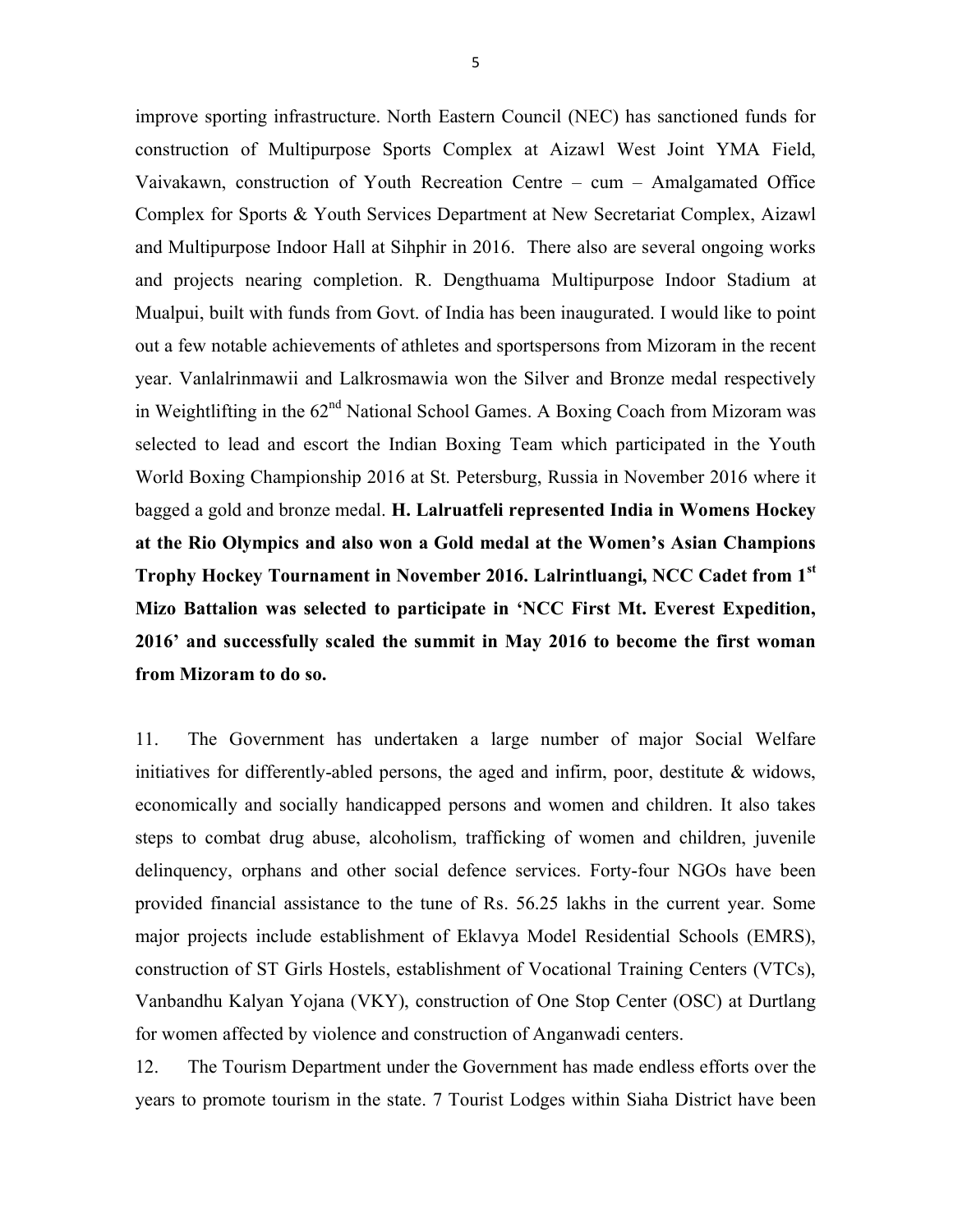improve sporting infrastructure. North Eastern Council (NEC) has sanctioned funds for construction of Multipurpose Sports Complex at Aizawl West Joint YMA Field, Vaivakawn, construction of Youth Recreation Centre – cum – Amalgamated Office Complex for Sports & Youth Services Department at New Secretariat Complex, Aizawl and Multipurpose Indoor Hall at Sihphir in 2016. There also are several ongoing works and projects nearing completion. R. Dengthuama Multipurpose Indoor Stadium at Mualpui, built with funds from Govt. of India has been inaugurated. I would like to point out a few notable achievements of athletes and sportspersons from Mizoram in the recent year. Vanlalrinmawii and Lalkrosmawia won the Silver and Bronze medal respectively in Weightlifting in the 62nd National School Games. A Boxing Coach from Mizoram was selected to lead and escort the Indian Boxing Team which participated in the Youth World Boxing Championship 2016 at St. Petersburg, Russia in November 2016 where it bagged a gold and bronze medal. **H. Lalruatfeli represented India in Womens Hockey at the Rio Olympics and also won a Gold medal at the Women's Asian Champions Trophy Hockey Tournament in November 2016. Lalrintluangi, NCC Cadet from 1st Mizo Battalion was selected to participate in 'NCC First Mt. Everest Expedition, 2016' and successfully scaled the summit in May 2016 to become the first woman from Mizoram to do so.**

11. The Government has undertaken a large number of major Social Welfare initiatives for differently-abled persons, the aged and infirm, poor, destitute & widows, economically and socially handicapped persons and women and children. It also takes steps to combat drug abuse, alcoholism, trafficking of women and children, juvenile delinquency, orphans and other social defence services. Forty-four NGOs have been provided financial assistance to the tune of Rs. 56.25 lakhs in the current year. Some major projects include establishment of Eklavya Model Residential Schools (EMRS), construction of ST Girls Hostels, establishment of Vocational Training Centers (VTCs), Vanbandhu Kalyan Yojana (VKY), construction of One Stop Center (OSC) at Durtlang for women affected by violence and construction of Anganwadi centers.

12. The Tourism Department under the Government has made endless efforts over the years to promote tourism in the state. 7 Tourist Lodges within Siaha District have been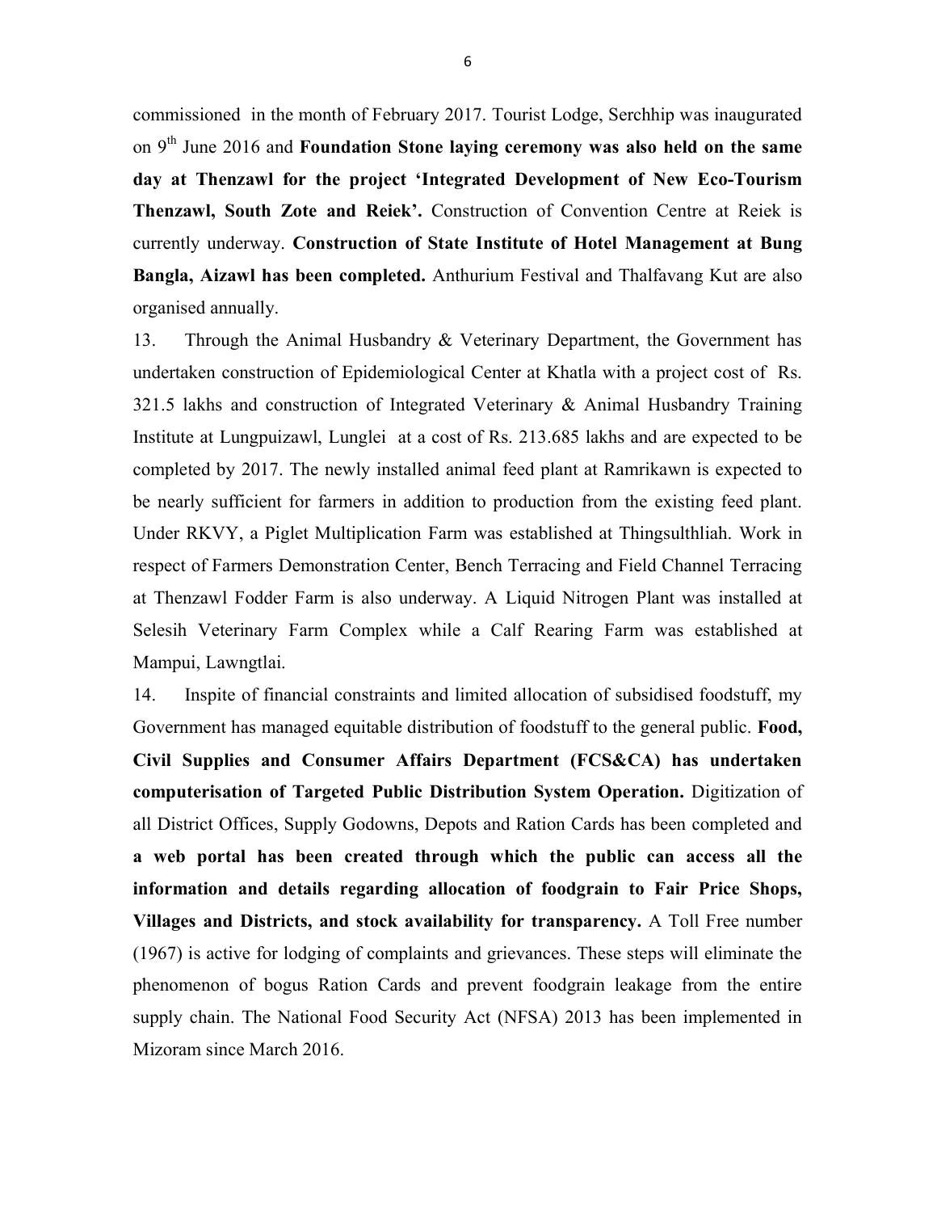commissioned in the month of February 2017. Tourist Lodge, Serchhip was inaugurated on 9th June 2016 and **Foundation Stone laying ceremony was also held on the same day at Thenzawl for the project 'Integrated Development of New Eco-Tourism Thenzawl, South Zote and Reiek'.** Construction of Convention Centre at Reiek is currently underway. **Construction of State Institute of Hotel Management at Bung Bangla, Aizawl has been completed.** Anthurium Festival and Thalfavang Kut are also organised annually.

13. Through the Animal Husbandry & Veterinary Department, the Government has undertaken construction of Epidemiological Center at Khatla with a project cost of Rs. 321.5 lakhs and construction of Integrated Veterinary & Animal Husbandry Training Institute at Lungpuizawl, Lunglei at a cost of Rs. 213.685 lakhs and are expected to be completed by 2017. The newly installed animal feed plant at Ramrikawn is expected to be nearly sufficient for farmers in addition to production from the existing feed plant. Under RKVY, a Piglet Multiplication Farm was established at Thingsulthliah. Work in respect of Farmers Demonstration Center, Bench Terracing and Field Channel Terracing at Thenzawl Fodder Farm is also underway. A Liquid Nitrogen Plant was installed at Selesih Veterinary Farm Complex while a Calf Rearing Farm was established at Mampui, Lawngtlai.

14. Inspite of financial constraints and limited allocation of subsidised foodstuff, my Government has managed equitable distribution of foodstuff to the general public. **Food, Civil Supplies and Consumer Affairs Department (FCS&CA) has undertaken computerisation of Targeted Public Distribution System Operation.** Digitization of all District Offices, Supply Godowns, Depots and Ration Cards has been completed and **a web portal has been created through which the public can access all the information and details regarding allocation of foodgrain to Fair Price Shops, Villages and Districts, and stock availability for transparency.** A Toll Free number (1967) is active for lodging of complaints and grievances. These steps will eliminate the phenomenon of bogus Ration Cards and prevent foodgrain leakage from the entire supply chain. The National Food Security Act (NFSA) 2013 has been implemented in Mizoram since March 2016.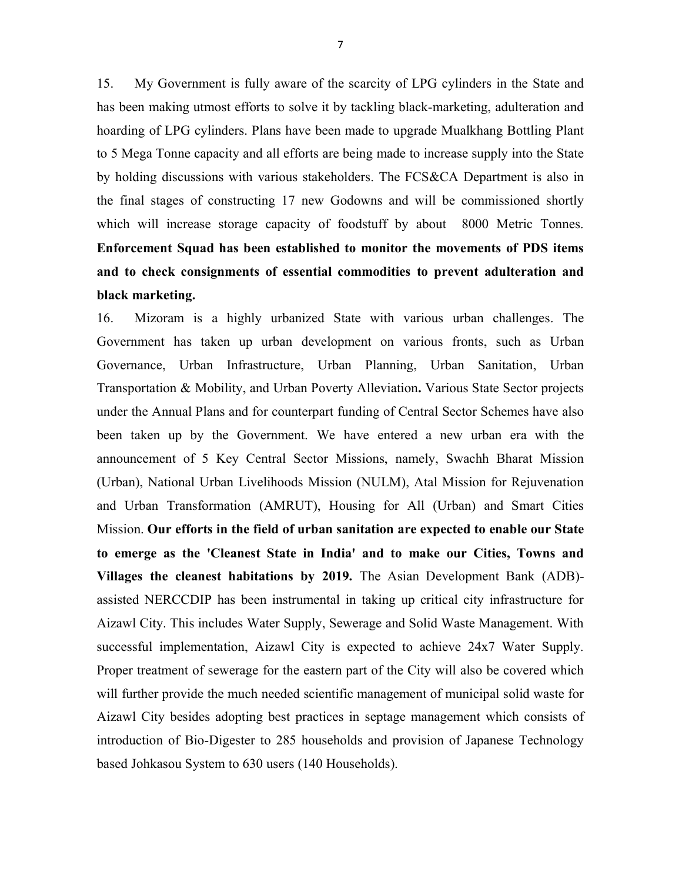15. My Government is fully aware of the scarcity of LPG cylinders in the State and has been making utmost efforts to solve it by tackling black-marketing, adulteration and hoarding of LPG cylinders. Plans have been made to upgrade Mualkhang Bottling Plant to 5 Mega Tonne capacity and all efforts are being made to increase supply into the State by holding discussions with various stakeholders. The FCS&CA Department is also in the final stages of constructing 17 new Godowns and will be commissioned shortly which will increase storage capacity of foodstuff by about 8000 Metric Tonnes. **Enforcement Squad has been established to monitor the movements of PDS items and to check consignments of essential commodities to prevent adulteration and black marketing.**

16. Mizoram is a highly urbanized State with various urban challenges. The Government has taken up urban development on various fronts, such as Urban Governance, Urban Infrastructure, Urban Planning, Urban Sanitation, Urban Transportation & Mobility, and Urban Poverty Alleviation**.** Various State Sector projects under the Annual Plans and for counterpart funding of Central Sector Schemes have also been taken up by the Government. We have entered a new urban era with the announcement of 5 Key Central Sector Missions, namely, Swachh Bharat Mission (Urban), National Urban Livelihoods Mission (NULM), Atal Mission for Rejuvenation and Urban Transformation (AMRUT), Housing for All (Urban) and Smart Cities Mission. **Our efforts in the field of urban sanitation are expected to enable our State to emerge as the 'Cleanest State in India' and to make our Cities, Towns and Villages the cleanest habitations by 2019.** The Asian Development Bank (ADB)-assisted NERCCDIP has been instrumental in taking up critical city infrastructure for Aizawl City. This includes Water Supply, Sewerage and Solid Waste Management. With successful implementation, Aizawl City is expected to achieve 24x7 Water Supply. Proper treatment of sewerage for the eastern part of the City will also be covered which will further provide the much needed scientific management of municipal solid waste for Aizawl City besides adopting best practices in septage management which consists of introduction of Bio-Digester to 285 households and provision of Japanese Technology based Johkasou System to 630 users (140 Households).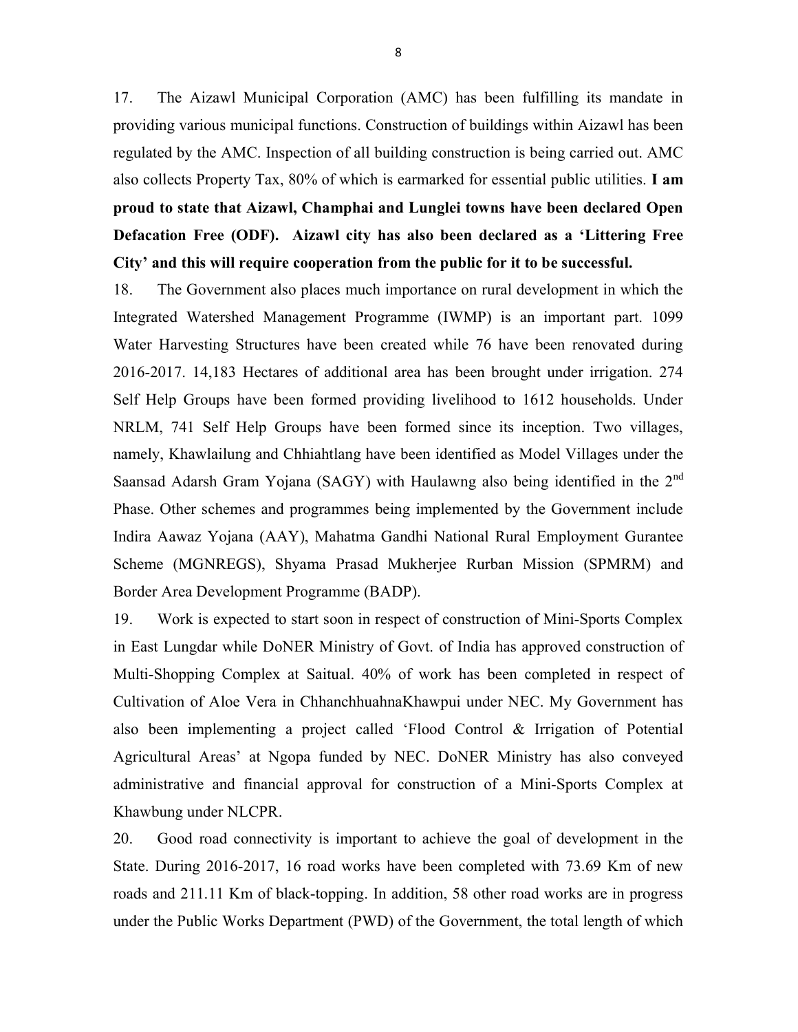17. The Aizawl Municipal Corporation (AMC) has been fulfilling its mandate in providing various municipal functions. Construction of buildings within Aizawl has been regulated by the AMC. Inspection of all building construction is being carried out. AMC also collects Property Tax, 80% of which is earmarked for essential public utilities. **I am proud to state that Aizawl, Champhai and Lunglei towns have been declared Open Defacation Free (ODF). Aizawl city has also been declared as a 'Littering Free City' and this will require cooperation from the public for it to be successful.**

18. The Government also places much importance on rural development in which the Integrated Watershed Management Programme (IWMP) is an important part. 1099 Water Harvesting Structures have been created while 76 have been renovated during 2016-2017. 14,183 Hectares of additional area has been brought under irrigation. 274 Self Help Groups have been formed providing livelihood to 1612 households. Under NRLM, 741 Self Help Groups have been formed since its inception. Two villages, namely, Khawlailung and Chhiahtlang have been identified as Model Villages under the Saansad Adarsh Gram Yojana (SAGY) with Haulawng also being identified in the 2nd Phase. Other schemes and programmes being implemented by the Government include Indira Aawaz Yojana (AAY), Mahatma Gandhi National Rural Employment Gurantee Scheme (MGNREGS), Shyama Prasad Mukherjee Rurban Mission (SPMRM) and Border Area Development Programme (BADP).

19. Work is expected to start soon in respect of construction of Mini-Sports Complex in East Lungdar while DoNER Ministry of Govt. of India has approved construction of Multi-Shopping Complex at Saitual. 40% of work has been completed in respect of Cultivation of Aloe Vera in ChhanchhuahnaKhawpui under NEC. My Government has also been implementing a project called 'Flood Control & Irrigation of Potential Agricultural Areas' at Ngopa funded by NEC. DoNER Ministry has also conveyed administrative and financial approval for construction of a Mini-Sports Complex at Khawbung under NLCPR.

20. Good road connectivity is important to achieve the goal of development in the State. During 2016-2017, 16 road works have been completed with 73.69 Km of new roads and 211.11 Km of black-topping. In addition, 58 other road works are in progress under the Public Works Department (PWD) of the Government, the total length of which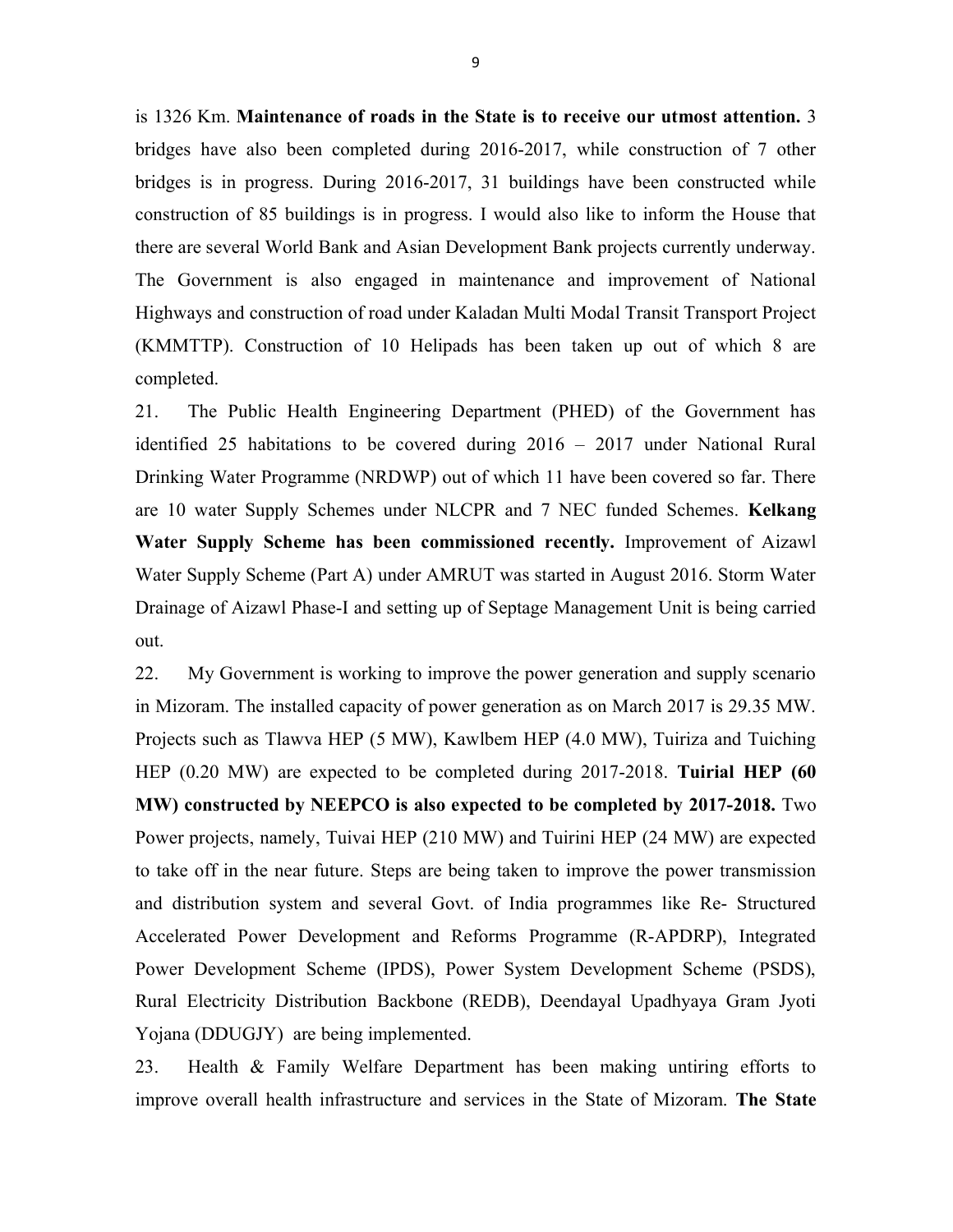is 1326 Km. **Maintenance of roads in the State is to receive our utmost attention.** 3 bridges have also been completed during 2016-2017, while construction of 7 other bridges is in progress. During 2016-2017, 31 buildings have been constructed while construction of 85 buildings is in progress. I would also like to inform the House that there are several World Bank and Asian Development Bank projects currently underway. The Government is also engaged in maintenance and improvement of National Highways and construction of road under Kaladan Multi Modal Transit Transport Project (KMMTTP). Construction of 10 Helipads has been taken up out of which 8 are completed.

21. The Public Health Engineering Department (PHED) of the Government has identified 25 habitations to be covered during 2016 – 2017 under National Rural Drinking Water Programme (NRDWP) out of which 11 have been covered so far. There are 10 water Supply Schemes under NLCPR and 7 NEC funded Schemes. **Kelkang Water Supply Scheme has been commissioned recently.** Improvement of Aizawl Water Supply Scheme (Part A) under AMRUT was started in August 2016. Storm Water Drainage of Aizawl Phase-I and setting up of Septage Management Unit is being carried out.

22. My Government is working to improve the power generation and supply scenario in Mizoram. The installed capacity of power generation as on March 2017 is 29.35 MW. Projects such as Tlawva HEP (5 MW), Kawlbem HEP (4.0 MW), Tuiriza and Tuiching HEP (0.20 MW) are expected to be completed during 2017-2018. **Tuirial HEP (60 MW) constructed by NEEPCO is also expected to be completed by 2017-2018.** Two Power projects, namely, Tuivai HEP (210 MW) and Tuirini HEP (24 MW) are expected to take off in the near future. Steps are being taken to improve the power transmission and distribution system and several Govt. of India programmes like Re- Structured Accelerated Power Development and Reforms Programme (R-APDRP), Integrated Power Development Scheme (IPDS), Power System Development Scheme (PSDS), Rural Electricity Distribution Backbone (REDB), Deendayal Upadhyaya Gram Jyoti Yojana (DDUGJY) are being implemented.

23. Health & Family Welfare Department has been making untiring efforts to improve overall health infrastructure and services in the State of Mizoram. **The State**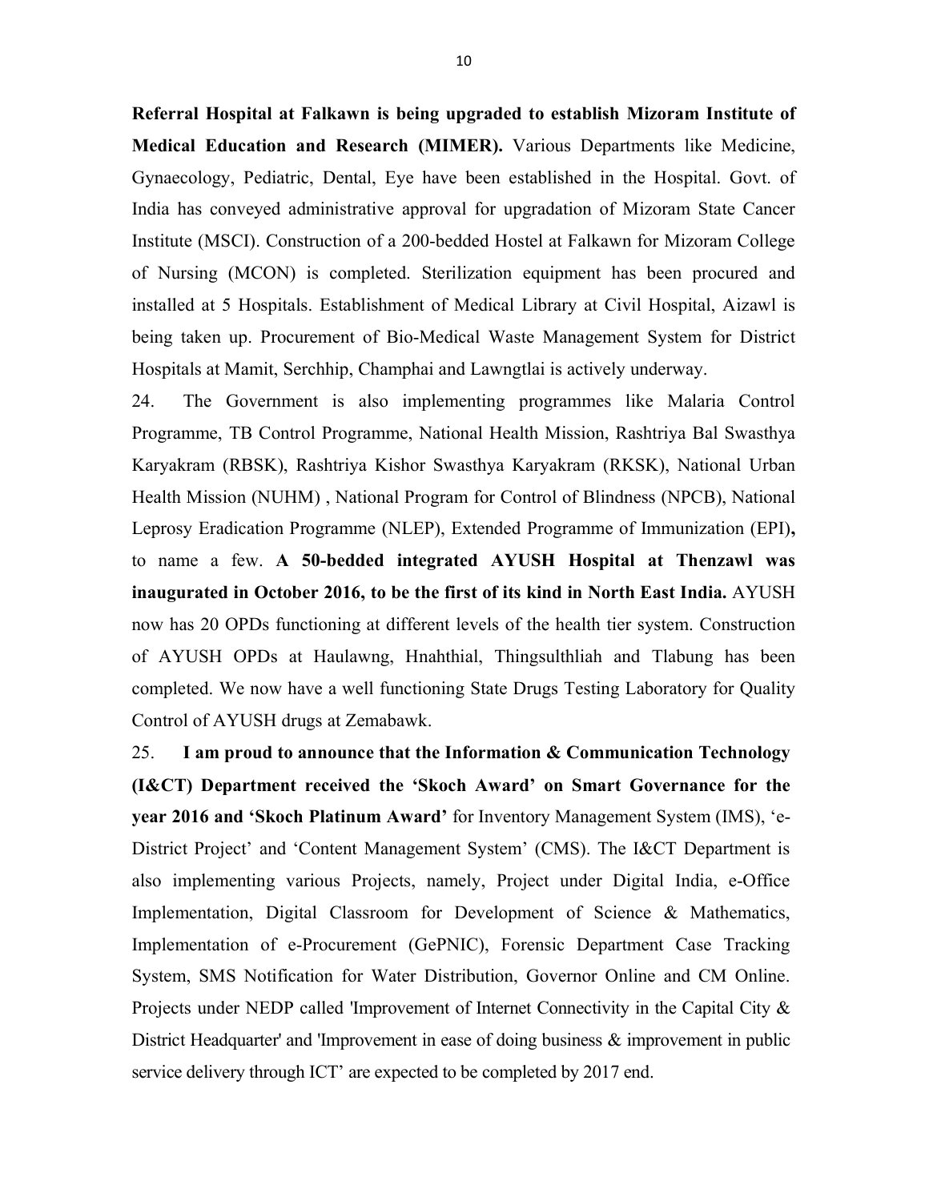**Referral Hospital at Falkawn is being upgraded to establish Mizoram Institute of Medical Education and Research (MIMER).** Various Departments like Medicine, Gynaecology, Pediatric, Dental, Eye have been established in the Hospital. Govt. of India has conveyed administrative approval for upgradation of Mizoram State Cancer Institute (MSCI). Construction of a 200-bedded Hostel at Falkawn for Mizoram College of Nursing (MCON) is completed. Sterilization equipment has been procured and installed at 5 Hospitals. Establishment of Medical Library at Civil Hospital, Aizawl is being taken up. Procurement of Bio-Medical Waste Management System for District Hospitals at Mamit, Serchhip, Champhai and Lawngtlai is actively underway.

24. The Government is also implementing programmes like Malaria Control Programme, TB Control Programme, National Health Mission, Rashtriya Bal Swasthya Karyakram (RBSK), Rashtriya Kishor Swasthya Karyakram (RKSK), National Urban Health Mission (NUHM) , National Program for Control of Blindness (NPCB), National Leprosy Eradication Programme (NLEP), Extended Programme of Immunization (EPI)**,** to name a few. **A 50-bedded integrated AYUSH Hospital at Thenzawl was inaugurated in October 2016, to be the first of its kind in North East India.** AYUSH now has 20 OPDs functioning at different levels of the health tier system. Construction of AYUSH OPDs at Haulawng, Hnahthial, Thingsulthliah and Tlabung has been completed. We now have a well functioning State Drugs Testing Laboratory for Quality Control of AYUSH drugs at Zemabawk.

25. **I am proud to announce that the Information & Communication Technology (I&CT) Department received the 'Skoch Award' on Smart Governance for the year 2016 and 'Skoch Platinum Award'** for Inventory Management System (IMS), 'e-District Project' and 'Content Management System' (CMS). The I&CT Department is also implementing various Projects, namely, Project under Digital India, e-Office Implementation, Digital Classroom for Development of Science & Mathematics, Implementation of e-Procurement (GePNIC), Forensic Department Case Tracking System, SMS Notification for Water Distribution, Governor Online and CM Online. Projects under NEDP called 'Improvement of Internet Connectivity in the Capital City & District Headquarter' and 'Improvement in ease of doing business & improvement in public service delivery through ICT' are expected to be completed by 2017 end.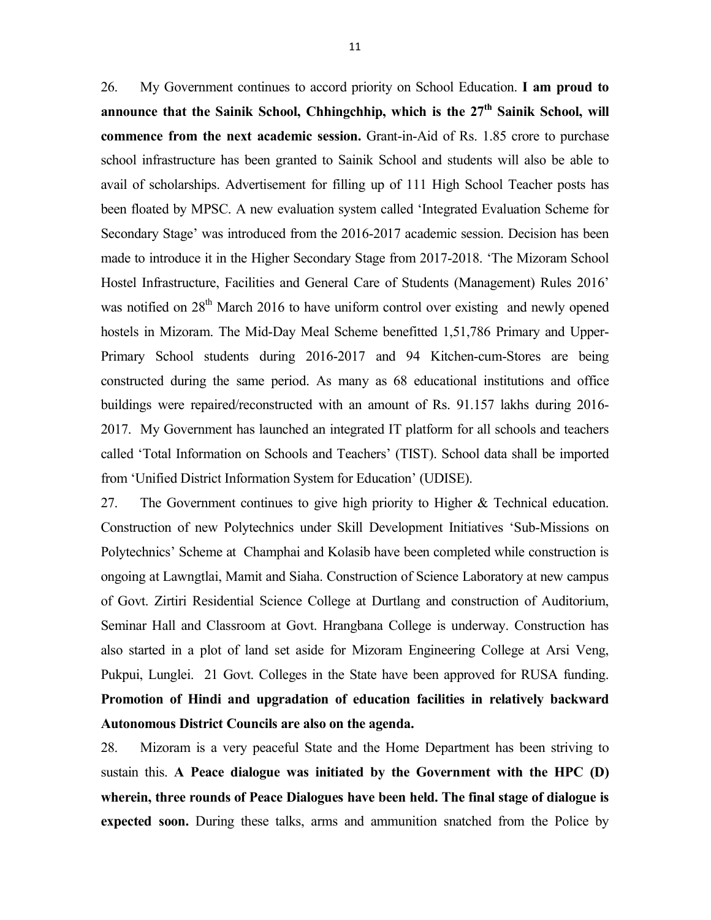26. My Government continues to accord priority on School Education. **I am proud to announce that the Sainik School, Chhingchhip, which is the 27th Sainik School, will commence from the next academic session.** Grant-in-Aid of Rs. 1.85 crore to purchase school infrastructure has been granted to Sainik School and students will also be able to avail of scholarships. Advertisement for filling up of 111 High School Teacher posts has been floated by MPSC. A new evaluation system called 'Integrated Evaluation Scheme for Secondary Stage' was introduced from the 2016-2017 academic session. Decision has been made to introduce it in the Higher Secondary Stage from 2017-2018. 'The Mizoram School Hostel Infrastructure, Facilities and General Care of Students (Management) Rules 2016' was notified on 28th March 2016 to have uniform control over existing and newly opened hostels in Mizoram. The Mid-Day Meal Scheme benefitted 1,51,786 Primary and Upper-Primary School students during 2016-2017 and 94 Kitchen-cum-Stores are being constructed during the same period. As many as 68 educational institutions and office buildings were repaired/reconstructed with an amount of Rs. 91.157 lakhs during 2016-2017. My Government has launched an integrated IT platform for all schools and teachers called 'Total Information on Schools and Teachers' (TIST). School data shall be imported from 'Unified District Information System for Education' (UDISE).

27. The Government continues to give high priority to Higher & Technical education. Construction of new Polytechnics under Skill Development Initiatives 'Sub-Missions on Polytechnics' Scheme at Champhai and Kolasib have been completed while construction is ongoing at Lawngtlai, Mamit and Siaha. Construction of Science Laboratory at new campus of Govt. Zirtiri Residential Science College at Durtlang and construction of Auditorium, Seminar Hall and Classroom at Govt. Hrangbana College is underway. Construction has also started in a plot of land set aside for Mizoram Engineering College at Arsi Veng, Pukpui, Lunglei. 21 Govt. Colleges in the State have been approved for RUSA funding. **Promotion of Hindi and upgradation of education facilities in relatively backward Autonomous District Councils are also on the agenda.**

28. Mizoram is a very peaceful State and the Home Department has been striving to sustain this. **A Peace dialogue was initiated by the Government with the HPC (D) wherein, three rounds of Peace Dialogues have been held. The final stage of dialogue is expected soon.** During these talks, arms and ammunition snatched from the Police by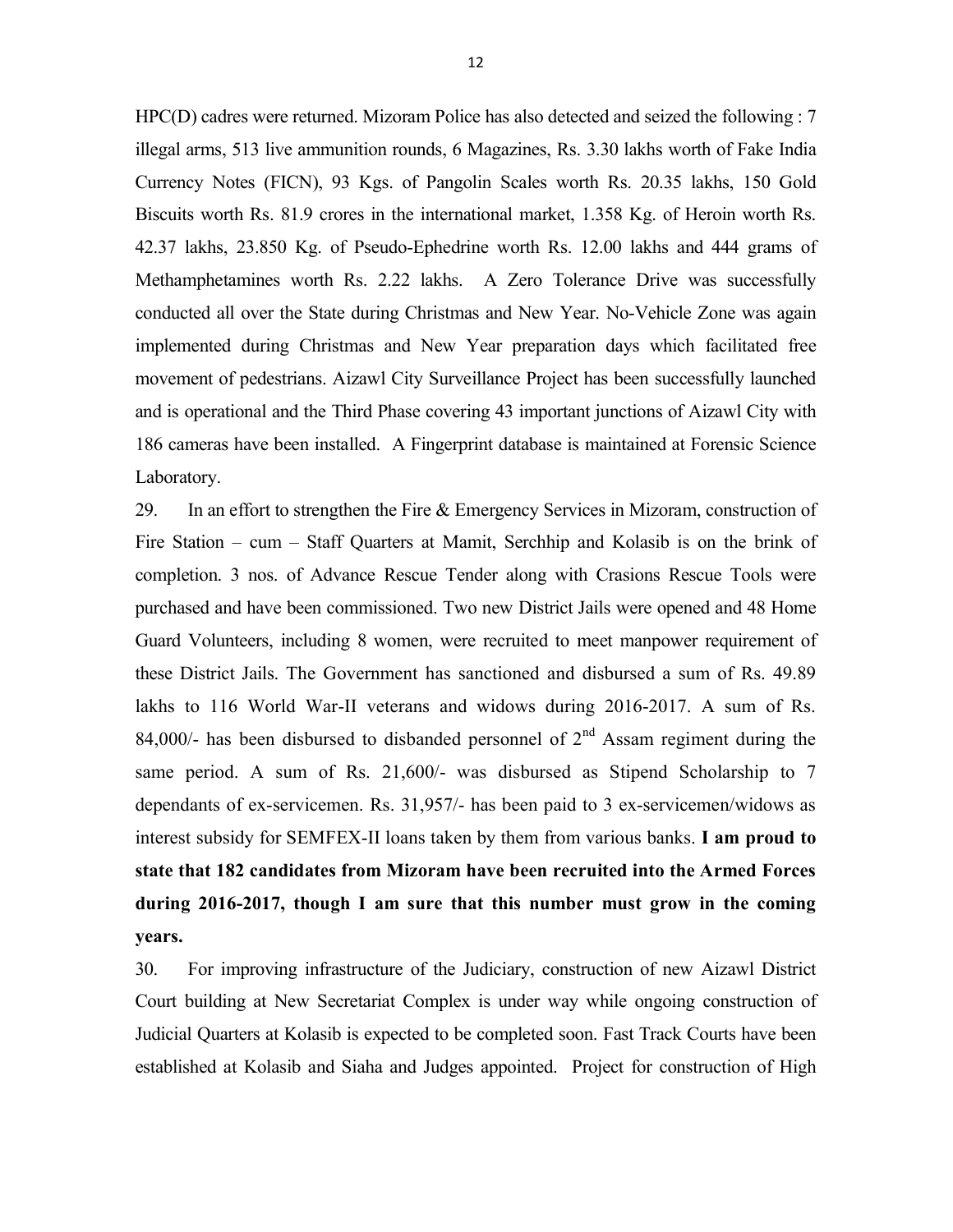HPC(D) cadres were returned. Mizoram Police has also detected and seized the following : 7 illegal arms, 513 live ammunition rounds, 6 Magazines, Rs. 3.30 lakhs worth of Fake India Currency Notes (FICN), 93 Kgs. of Pangolin Scales worth Rs. 20.35 lakhs, 150 Gold Biscuits worth Rs. 81.9 crores in the international market, 1.358 Kg. of Heroin worth Rs. 42.37 lakhs, 23.850 Kg. of Pseudo-Ephedrine worth Rs. 12.00 lakhs and 444 grams of Methamphetamines worth Rs. 2.22 lakhs. A Zero Tolerance Drive was successfully conducted all over the State during Christmas and New Year. No-Vehicle Zone was again implemented during Christmas and New Year preparation days which facilitated free movement of pedestrians. Aizawl City Surveillance Project has been successfully launched and is operational and the Third Phase covering 43 important junctions of Aizawl City with 186 cameras have been installed. A Fingerprint database is maintained at Forensic Science Laboratory.

29. In an effort to strengthen the Fire & Emergency Services in Mizoram, construction of Fire Station – cum – Staff Quarters at Mamit, Serchhip and Kolasib is on the brink of completion. 3 nos. of Advance Rescue Tender along with Crasions Rescue Tools were purchased and have been commissioned. Two new District Jails were opened and 48 Home Guard Volunteers, including 8 women, were recruited to meet manpower requirement of these District Jails. The Government has sanctioned and disbursed a sum of Rs. 49.89 lakhs to 116 World War-II veterans and widows during 2016-2017. A sum of Rs. 84,000/- has been disbursed to disbanded personnel of 2nd Assam regiment during the same period. A sum of Rs. 21,600/- was disbursed as Stipend Scholarship to 7 dependants of ex-servicemen. Rs. 31,957/- has been paid to 3 ex-servicemen/widows as interest subsidy for SEMFEX-II loans taken by them from various banks. **I am proud to state that 182 candidates from Mizoram have been recruited into the Armed Forces during 2016-2017, though I am sure that this number must grow in the coming years.**

30. For improving infrastructure of the Judiciary, construction of new Aizawl District Court building at New Secretariat Complex is under way while ongoing construction of Judicial Quarters at Kolasib is expected to be completed soon. Fast Track Courts have been established at Kolasib and Siaha and Judges appointed. Project for construction of High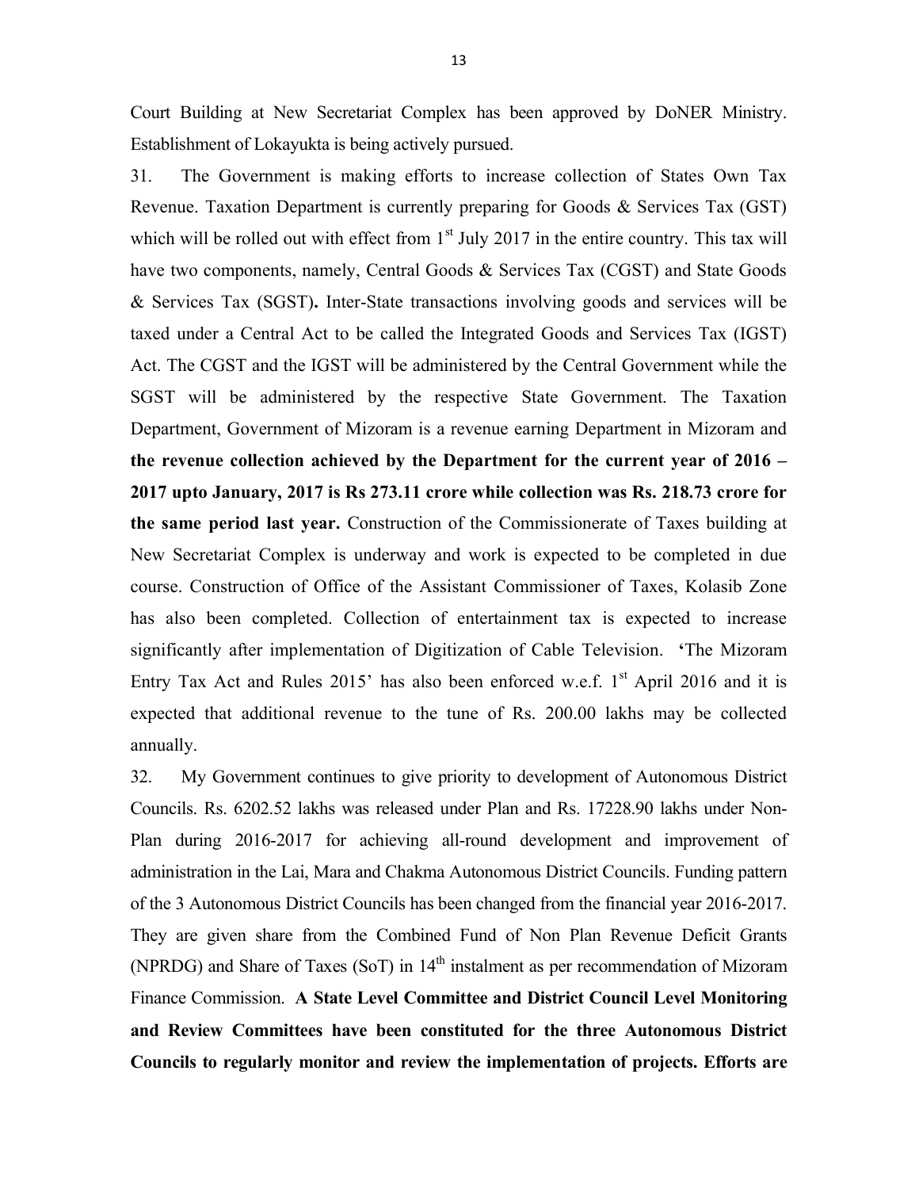Court Building at New Secretariat Complex has been approved by DoNER Ministry. Establishment of Lokayukta is being actively pursued.

31. The Government is making efforts to increase collection of States Own Tax Revenue. Taxation Department is currently preparing for Goods & Services Tax (GST) which will be rolled out with effect from 1st July 2017 in the entire country. This tax will have two components, namely, Central Goods & Services Tax (CGST) and State Goods & Services Tax (SGST)**.** Inter-State transactions involving goods and services will be taxed under a Central Act to be called the Integrated Goods and Services Tax (IGST) Act. The CGST and the IGST will be administered by the Central Government while the SGST will be administered by the respective State Government. The Taxation Department, Government of Mizoram is a revenue earning Department in Mizoram and **the revenue collection achieved by the Department for the current year of 2016 – 2017 upto January, 2017 is Rs 273.11 crore while collection was Rs. 218.73 crore for the same period last year.** Construction of the Commissionerate of Taxes building at New Secretariat Complex is underway and work is expected to be completed in due course. Construction of Office of the Assistant Commissioner of Taxes, Kolasib Zone has also been completed. Collection of entertainment tax is expected to increase significantly after implementation of Digitization of Cable Television. 'The Mizoram Entry Tax Act and Rules 2015' has also been enforced w.e.f. 1st April 2016 and it is expected that additional revenue to the tune of Rs. 200.00 lakhs may be collected annually.

32. My Government continues to give priority to development of Autonomous District Councils. Rs. 6202.52 lakhs was released under Plan and Rs. 17228.90 lakhs under Non-Plan during 2016-2017 for achieving all-round development and improvement of administration in the Lai, Mara and Chakma Autonomous District Councils. Funding pattern of the 3 Autonomous District Councils has been changed from the financial year 2016-2017. They are given share from the Combined Fund of Non Plan Revenue Deficit Grants (NPRDG) and Share of Taxes (SoT) in 14th instalment as per recommendation of Mizoram Finance Commission. **A State Level Committee and District Council Level Monitoring and Review Committees have been constituted for the three Autonomous District Councils to regularly monitor and review the implementation of projects. Efforts are**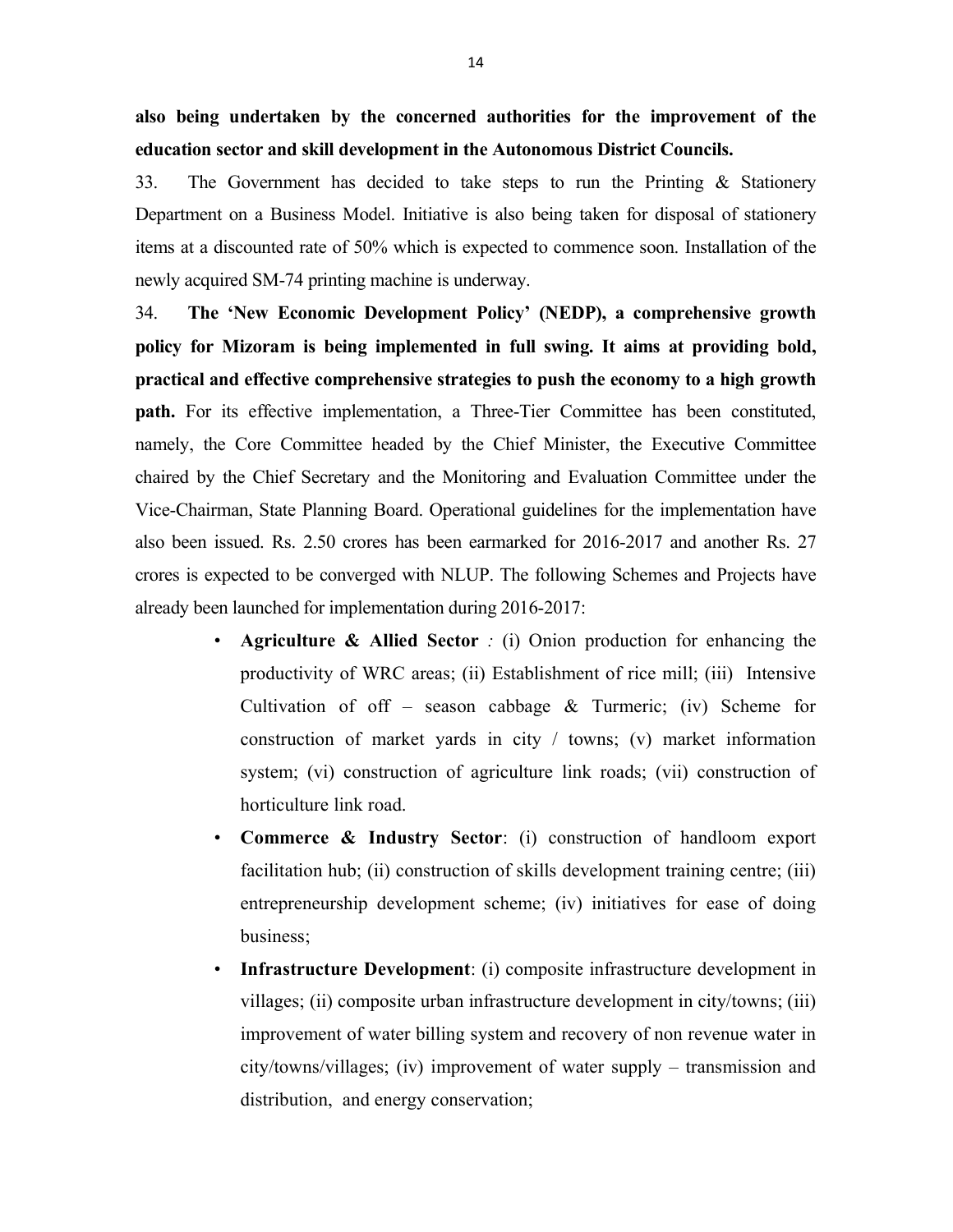**also being undertaken by the concerned authorities for the improvement of the education sector and skill development in the Autonomous District Councils.**

33. The Government has decided to take steps to run the Printing & Stationery Department on a Business Model. Initiative is also being taken for disposal of stationery items at a discounted rate of 50% which is expected to commence soon. Installation of the newly acquired SM-74 printing machine is underway.

34. **The 'New Economic Development Policy' (NEDP), a comprehensive growth policy for Mizoram is being implemented in full swing. It aims at providing bold, practical and effective comprehensive strategies to push the economy to a high growth path.** For its effective implementation, a Three-Tier Committee has been constituted, namely, the Core Committee headed by the Chief Minister, the Executive Committee chaired by the Chief Secretary and the Monitoring and Evaluation Committee under the Vice-Chairman, State Planning Board. Operational guidelines for the implementation have also been issued. Rs. 2.50 crores has been earmarked for 2016-2017 and another Rs. 27 crores is expected to be converged with NLUP. The following Schemes and Projects have already been launched for implementation during 2016-2017:

- **Agriculture & Allied Sector** *:* (i) Onion production for enhancing the productivity of WRC areas; (ii) Establishment of rice mill; (iii) Intensive Cultivation of off – season cabbage & Turmeric; (iv) Scheme for construction of market yards in city / towns; (v) market information system; (vi) construction of agriculture link roads; (vii) construction of horticulture link road.
- **Commerce & Industry Sector**: (i) construction of handloom export facilitation hub; (ii) construction of skills development training centre; (iii) entrepreneurship development scheme; (iv) initiatives for ease of doing business;
- **Infrastructure Development**: (i) composite infrastructure development in villages; (ii) composite urban infrastructure development in city/towns; (iii) improvement of water billing system and recovery of non revenue water in city/towns/villages; (iv) improvement of water supply – transmission and distribution, and energy conservation;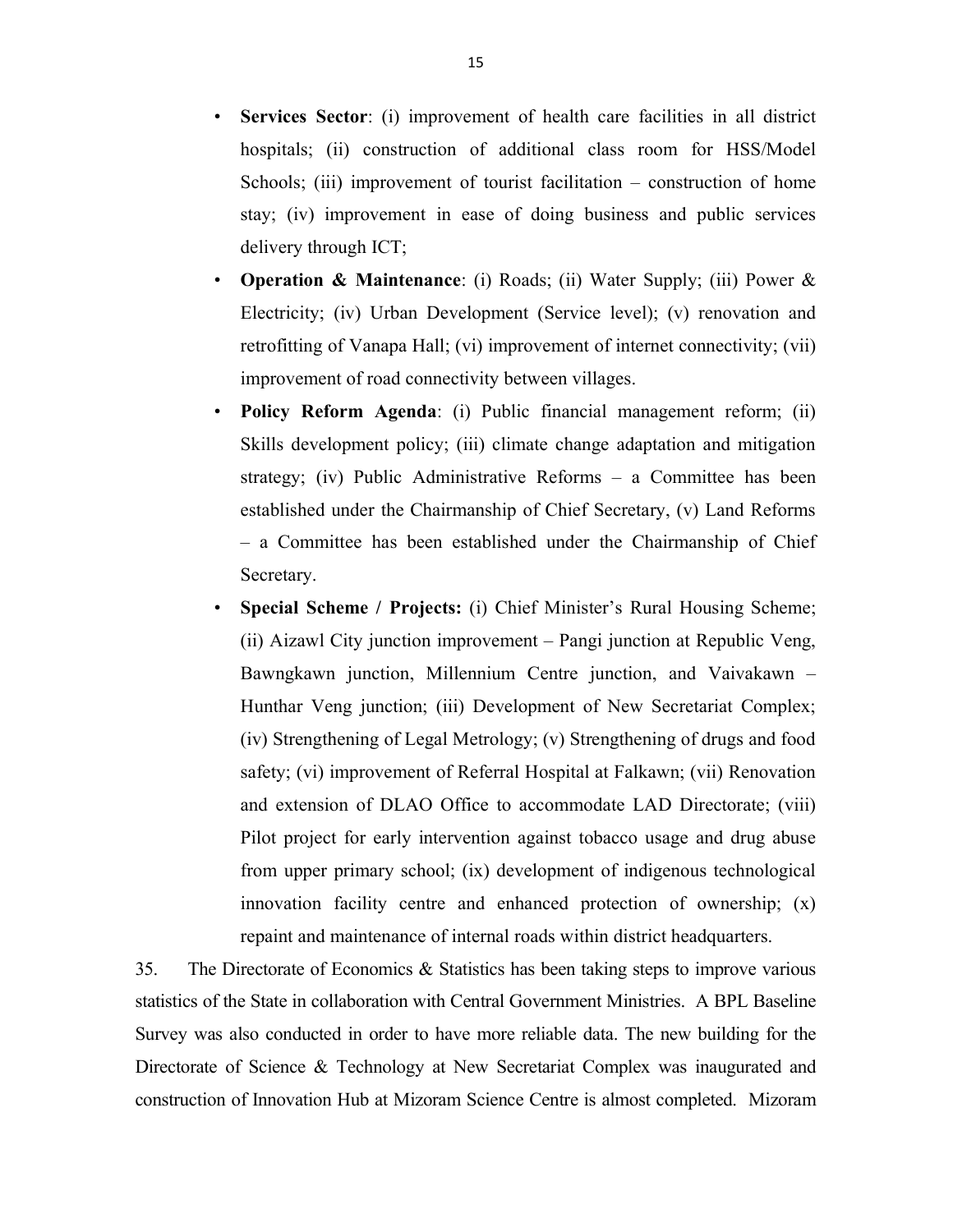- **Services Sector**: (i) improvement of health care facilities in all district hospitals; (ii) construction of additional class room for HSS/Model Schools; (iii) improvement of tourist facilitation – construction of home stay; (iv) improvement in ease of doing business and public services delivery through ICT;
- **Operation & Maintenance**: (i) Roads; (ii) Water Supply; (iii) Power & Electricity; (iv) Urban Development (Service level); (v) renovation and retrofitting of Vanapa Hall; (vi) improvement of internet connectivity; (vii) improvement of road connectivity between villages.
- **Policy Reform Agenda**: (i) Public financial management reform; (ii) Skills development policy; (iii) climate change adaptation and mitigation strategy; (iv) Public Administrative Reforms – a Committee has been established under the Chairmanship of Chief Secretary, (v) Land Reforms – a Committee has been established under the Chairmanship of Chief Secretary.
- **Special Scheme / Projects:** (i) Chief Minister's Rural Housing Scheme; (ii) Aizawl City junction improvement – Pangi junction at Republic Veng, Bawngkawn junction, Millennium Centre junction, and Vaivakawn – Hunthar Veng junction; (iii) Development of New Secretariat Complex; (iv) Strengthening of Legal Metrology; (v) Strengthening of drugs and food safety; (vi) improvement of Referral Hospital at Falkawn; (vii) Renovation and extension of DLAO Office to accommodate LAD Directorate; (viii) Pilot project for early intervention against tobacco usage and drug abuse from upper primary school; (ix) development of indigenous technological innovation facility centre and enhanced protection of ownership; (x) repaint and maintenance of internal roads within district headquarters.

35. The Directorate of Economics & Statistics has been taking steps to improve various statistics of the State in collaboration with Central Government Ministries. A BPL Baseline Survey was also conducted in order to have more reliable data. The new building for the Directorate of Science & Technology at New Secretariat Complex was inaugurated and construction of Innovation Hub at Mizoram Science Centre is almost completed. Mizoram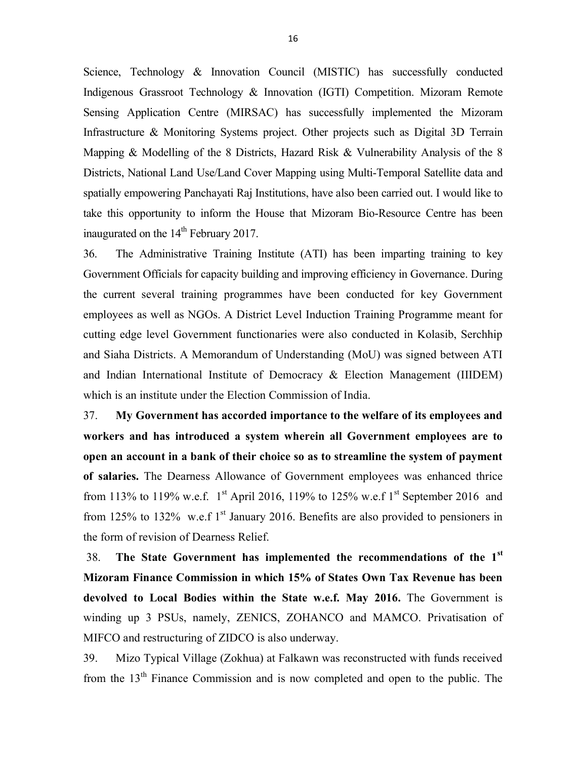Science, Technology & Innovation Council (MISTIC) has successfully conducted Indigenous Grassroot Technology & Innovation (IGTI) Competition. Mizoram Remote Sensing Application Centre (MIRSAC) has successfully implemented the Mizoram Infrastructure & Monitoring Systems project. Other projects such as Digital 3D Terrain Mapping & Modelling of the 8 Districts, Hazard Risk & Vulnerability Analysis of the 8 Districts, National Land Use/Land Cover Mapping using Multi-Temporal Satellite data and spatially empowering Panchayati Raj Institutions, have also been carried out. I would like to take this opportunity to inform the House that Mizoram Bio-Resource Centre has been inaugurated on the 14th February 2017.

36. The Administrative Training Institute (ATI) has been imparting training to key Government Officials for capacity building and improving efficiency in Governance. During the current several training programmes have been conducted for key Government employees as well as NGOs. A District Level Induction Training Programme meant for cutting edge level Government functionaries were also conducted in Kolasib, Serchhip and Siaha Districts. A Memorandum of Understanding (MoU) was signed between ATI and Indian International Institute of Democracy & Election Management (IIIDEM) which is an institute under the Election Commission of India.

37. **My Government has accorded importance to the welfare of its employees and workers and has introduced a system wherein all Government employees are to open an account in a bank of their choice so as to streamline the system of payment of salaries.** The Dearness Allowance of Government employees was enhanced thrice from 113% to 119% w.e.f. 1st April 2016, 119% to 125% w.e.f 1st September 2016 and from 125% to 132% w.e.f 1st January 2016. Benefits are also provided to pensioners in the form of revision of Dearness Relief.

38. **The State Government has implemented the recommendations of the 1st Mizoram Finance Commission in which 15% of States Own Tax Revenue has been devolved to Local Bodies within the State w.e.f. May 2016.** The Government is winding up 3 PSUs, namely, ZENICS, ZOHANCO and MAMCO. Privatisation of MIFCO and restructuring of ZIDCO is also underway.

39. Mizo Typical Village (Zokhua) at Falkawn was reconstructed with funds received from the 13th Finance Commission and is now completed and open to the public. The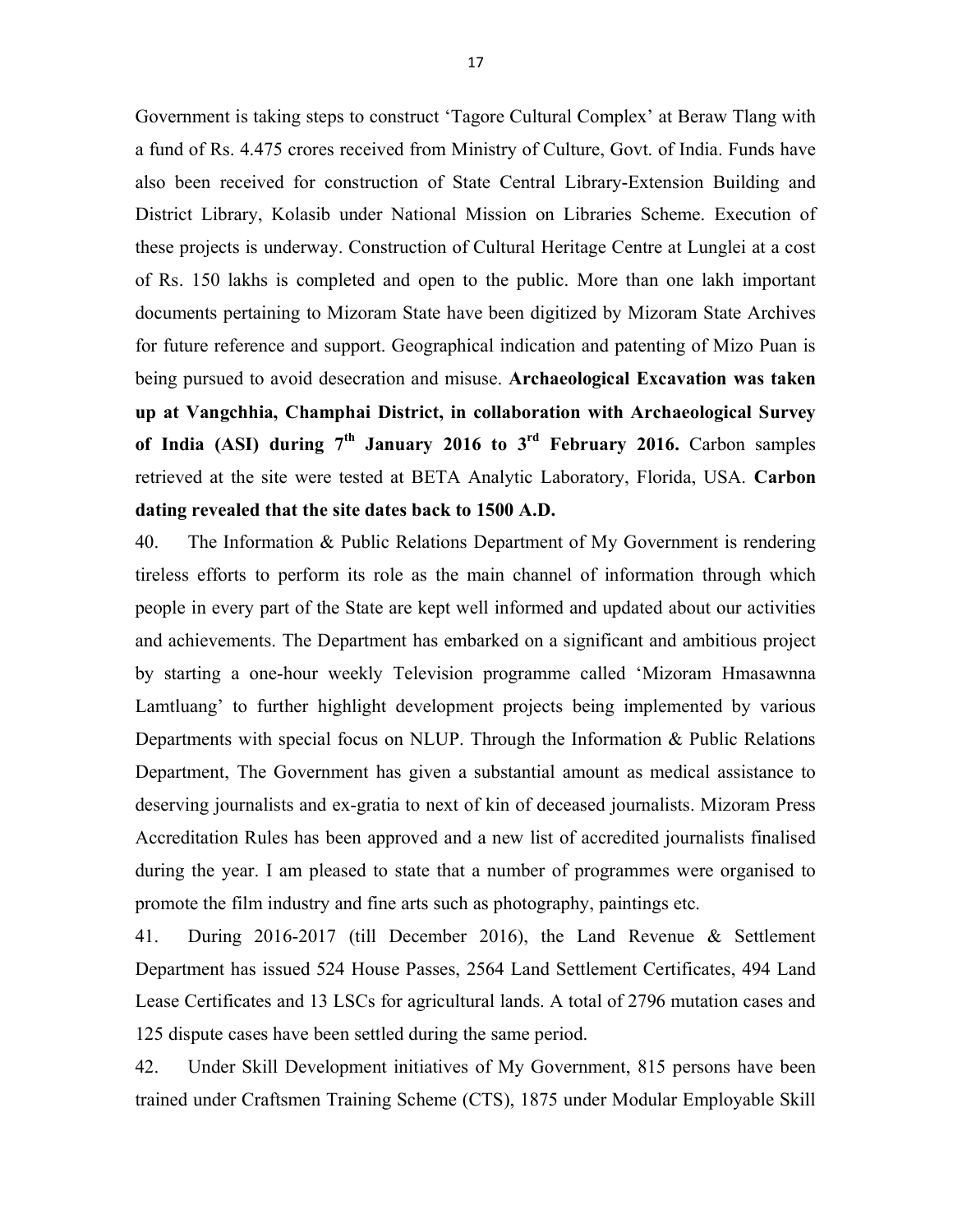Government is taking steps to construct 'Tagore Cultural Complex' at Beraw Tlang with a fund of Rs. 4.475 crores received from Ministry of Culture, Govt. of India. Funds have also been received for construction of State Central Library-Extension Building and District Library, Kolasib under National Mission on Libraries Scheme. Execution of these projects is underway. Construction of Cultural Heritage Centre at Lunglei at a cost of Rs. 150 lakhs is completed and open to the public. More than one lakh important documents pertaining to Mizoram State have been digitized by Mizoram State Archives for future reference and support. Geographical indication and patenting of Mizo Puan is being pursued to avoid desecration and misuse. **Archaeological Excavation was taken up at Vangchhia, Champhai District, in collaboration with Archaeological Survey of India (ASI) during 7th January 2016 to 3rd February 2016.** Carbon samples retrieved at the site were tested at BETA Analytic Laboratory, Florida, USA. **Carbon dating revealed that the site dates back to 1500 A.D.**

40. The Information & Public Relations Department of My Government is rendering tireless efforts to perform its role as the main channel of information through which people in every part of the State are kept well informed and updated about our activities and achievements. The Department has embarked on a significant and ambitious project by starting a one-hour weekly Television programme called 'Mizoram Hmasawnna Lamtluang' to further highlight development projects being implemented by various Departments with special focus on NLUP. Through the Information & Public Relations Department, The Government has given a substantial amount as medical assistance to deserving journalists and ex-gratia to next of kin of deceased journalists. Mizoram Press Accreditation Rules has been approved and a new list of accredited journalists finalised during the year. I am pleased to state that a number of programmes were organised to promote the film industry and fine arts such as photography, paintings etc.

41. During 2016-2017 (till December 2016), the Land Revenue & Settlement Department has issued 524 House Passes, 2564 Land Settlement Certificates, 494 Land Lease Certificates and 13 LSCs for agricultural lands. A total of 2796 mutation cases and 125 dispute cases have been settled during the same period.

42. Under Skill Development initiatives of My Government, 815 persons have been trained under Craftsmen Training Scheme (CTS), 1875 under Modular Employable Skill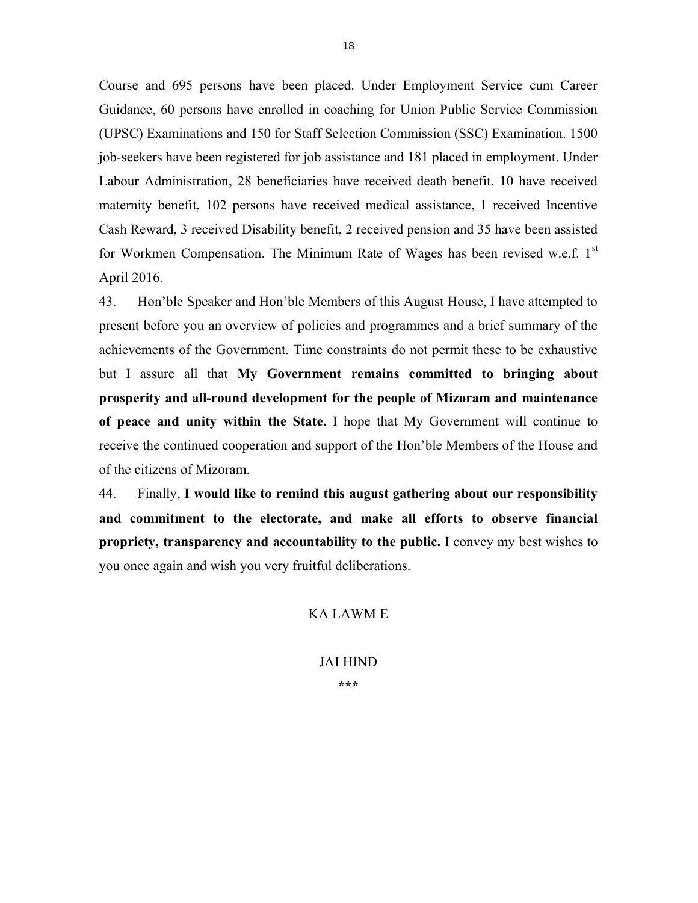Course and 695 persons have been placed. Under Employment Service cum Career Guidance, 60 persons have enrolled in coaching for Union Public Service Commission (UPSC) Examinations and 150 for Staff Selection Commission (SSC) Examination. 1500 job-seekers have been registered for job assistance and 181 placed in employment. Under Labour Administration, 28 beneficiaries have received death benefit, 10 have received maternity benefit, 102 persons have received medical assistance, 1 received Incentive Cash Reward, 3 received Disability benefit, 2 received pension and 35 have been assisted for Workmen Compensation. The Minimum Rate of Wages has been revised w.e.f. 1st April 2016.

43. Hon'ble Speaker and Hon'ble Members of this August House, I have attempted to present before you an overview of policies and programmes and a brief summary of the achievements of the Government. Time constraints do not permit these to be exhaustive but I assure all that **My Government remains committed to bringing about prosperity and all-round development for the people of Mizoram and maintenance of peace and unity within the State.** I hope that My Government will continue to receive the continued cooperation and support of the Hon'ble Members of the House and of the citizens of Mizoram.

44. Finally, **I would like to remind this august gathering about our responsibility and commitment to the electorate, and make all efforts to observe financial propriety, transparency and accountability to the public.** I convey my best wishes to you once again and wish you very fruitful deliberations.

KA LAWM E

JAI HIND

***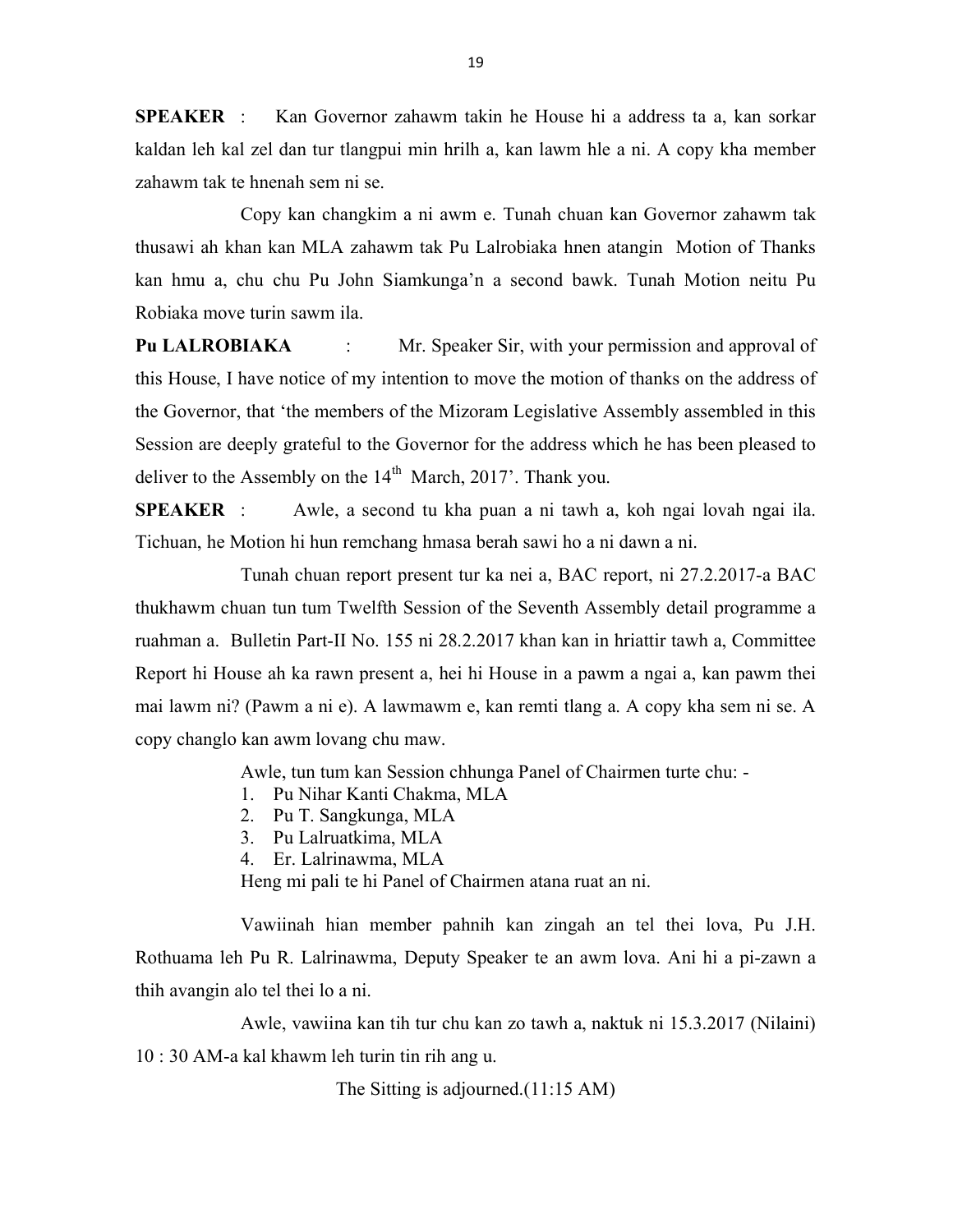**SPEAKER** : Kan Governor zahawm takin he House hi a address ta a, kan sorkar kaldan leh kal zel dan tur tlangpui min hrilh a, kan lawm hle a ni. A copy kha member zahawm tak te hnenah sem ni se.

Copy kan changkim a ni awm e. Tunah chuan kan Governor zahawm tak thusawi ah khan kan MLA zahawm tak Pu Lalrobiaka hnen atangin Motion of Thanks kan hmu a, chu chu Pu John Siamkunga'n a second bawk. Tunah Motion neitu Pu Robiaka move turin sawm ila.

**Pu LALROBIAKA** : Mr. Speaker Sir, with your permission and approval of this House, I have notice of my intention to move the motion of thanks on the address of the Governor, that 'the members of the Mizoram Legislative Assembly assembled in this Session are deeply grateful to the Governor for the address which he has been pleased to deliver to the Assembly on the 14th March, 2017'. Thank you.

**SPEAKER** : Awle, a second tu kha puan a ni tawh a, koh ngai lovah ngai ila. Tichuan, he Motion hi hun remchang hmasa berah sawi ho a ni dawn a ni.

Tunah chuan report present tur ka nei a, BAC report, ni 27.2.2017-a BAC thukhawm chuan tun tum Twelfth Session of the Seventh Assembly detail programme a ruahman a. Bulletin Part-II No. 155 ni 28.2.2017 khan kan in hriattir tawh a, Committee Report hi House ah ka rawn present a, hei hi House in a pawm a ngai a, kan pawm thei mai lawm ni? (Pawm a ni e). A lawmawm e, kan remti tlang a. A copy kha sem ni se. A copy changlo kan awm lovang chu maw.

Awle, tun tum kan Session chhunga Panel of Chairmen turte chu: -

1. Pu Nihar Kanti Chakma, MLA
2. Pu T. Sangkunga, MLA
3. Pu Lalruatkima, MLA
4. Er. Lalrinawma, MLA

Heng mi pali te hi Panel of Chairmen atana ruat an ni.

Vawiinah hian member pahnih kan zingah an tel thei lova, Pu J.H. Rothuama leh Pu R. Lalrinawma, Deputy Speaker te an awm lova. Ani hi a pi-zawn a thih avangin alo tel thei lo a ni.

Awle, vawiina kan tih tur chu kan zo tawh a, naktuk ni 15.3.2017 (Nilaini) 10 : 30 AM-a kal khawm leh turin tin rih ang u.

The Sitting is adjourned.(11:15 AM)